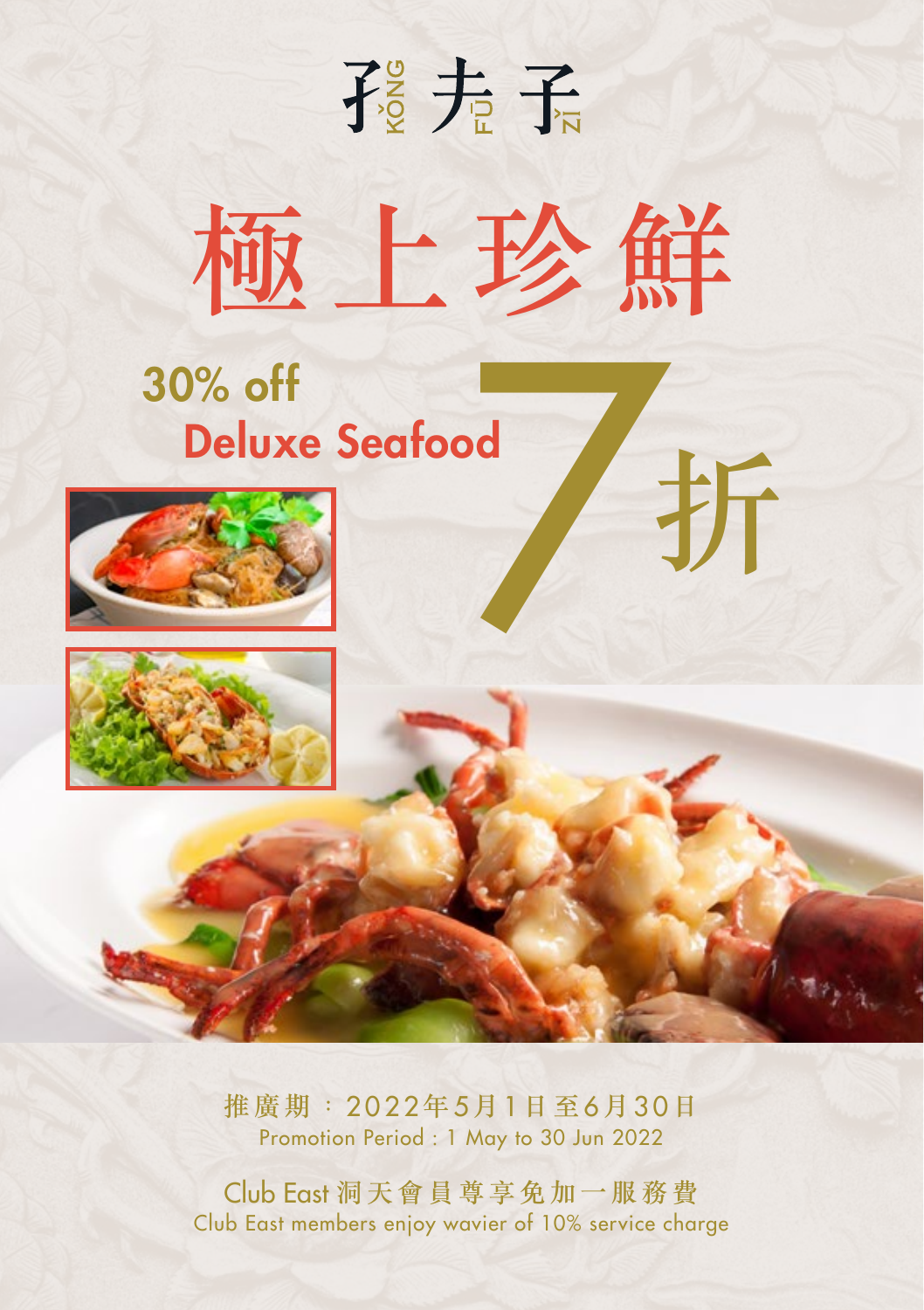# 孔夫子 KǑNG FŪ ZǏ

# 極上珍鮮

## 30% off Deluxe Seafood

## 7折

推廣期：2022年5月1日至6月30日
Promotion Period : 1 May to 30 Jun 2022

Club East 洞天會員尊享免加一服務費
Club East members enjoy wavier of 10% service charge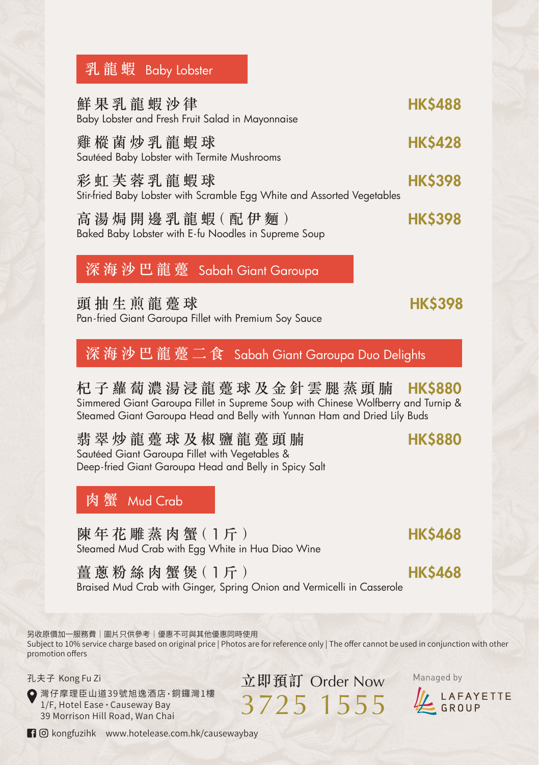## 乳龍蝦 Baby Lobster

**鮮果乳龍蝦沙律** **HK$488**
Baby Lobster and Fresh Fruit Salad in Mayonnaise

**雞樅菌炒乳龍蝦球** **HK$428**
Sautéed Baby Lobster with Termite Mushrooms

**彩虹芙蓉乳龍蝦球** **HK$398**
Stir-fried Baby Lobster with Scramble Egg White and Assorted Vegetables

**高湯焗開邊乳龍蝦(配伊麵)** **HK$398**
Baked Baby Lobster with E-fu Noodles in Supreme Soup

## 深海沙巴龍躉 Sabah Giant Garoupa

**頭抽生煎龍躉球** **HK$398**
Pan-fried Giant Garoupa Fillet with Premium Soy Sauce

## 深海沙巴龍躉二食 Sabah Giant Garoupa Duo Delights

**杞子蘿蔔濃湯浸龍躉球及金針雲腿蒸頭腩** **HK$880**
Simmered Giant Garoupa Fillet in Supreme Soup with Chinese Wolfberry and Turnip &
Steamed Giant Garoupa Head and Belly with Yunnan Ham and Dried Lily Buds

**翡翠炒龍躉球及椒鹽龍躉頭腩** **HK$880**
Sautéed Giant Garoupa Fillet with Vegetables &
Deep-fried Giant Garoupa Head and Belly in Spicy Salt

## 肉蟹 Mud Crab

**陳年花雕蒸肉蟹(1斤)** **HK$468**
Steamed Mud Crab with Egg White in Hua Diao Wine

**薑蔥粉絲肉蟹煲(1斤)** **HK$468**
Braised Mud Crab with Ginger, Spring Onion and Vermicelli in Casserole

另收原價加一服務費 | 圖片只供參考 | 優惠不可與其他優惠同時使用
Subject to 10% service charge based on original price | Photos are for reference only | The offer cannot be used in conjunction with other promotion offers

孔夫子 Kong Fu Zi
灣仔摩理臣山道39號旭逸酒店‧銅鑼灣1樓
1/F, Hotel Ease · Causeway Bay
39 Morrison Hill Road, Wan Chai

立即預訂 Order Now
3725 1555

Managed by LAFAYETTE GROUP

kongfuzihk www.hotelease.com.hk/causewaybay